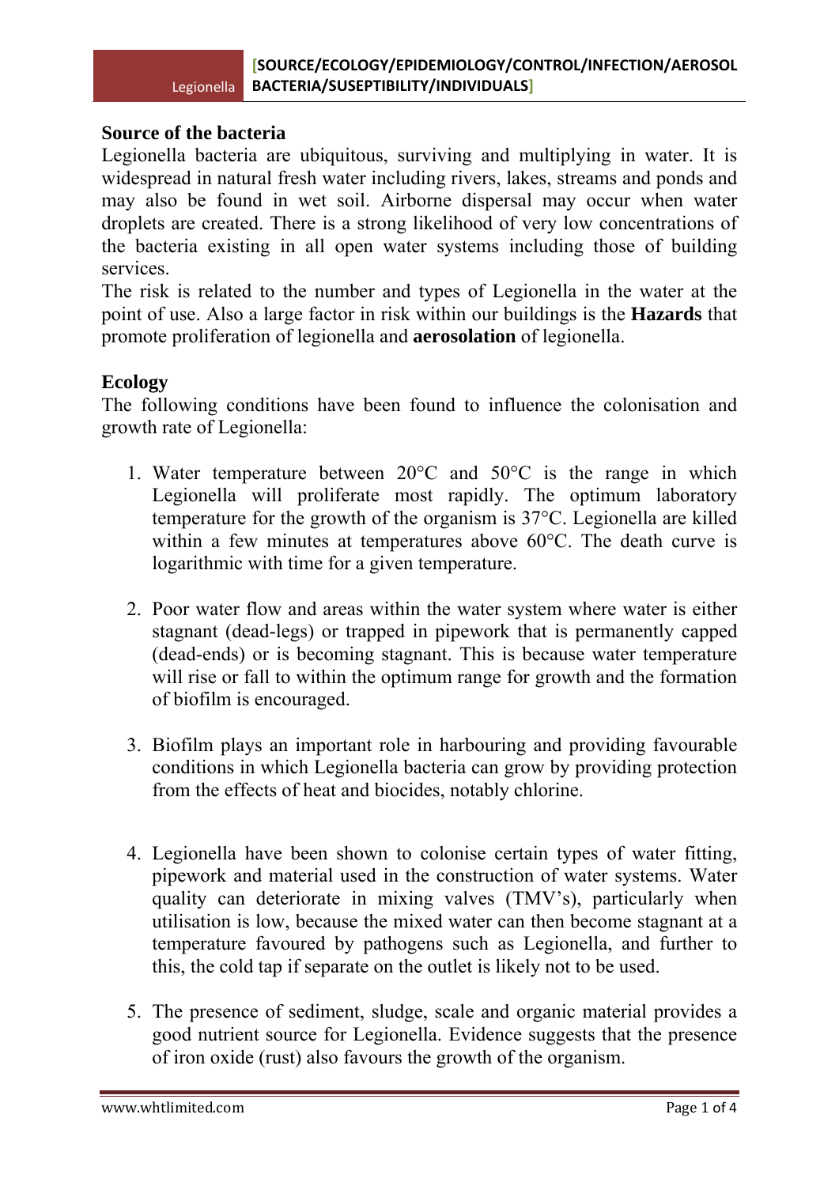## Source of the bacteria

Legionella bacteria are ubiquitous, surviving and multiplying in water. It is widespread in natural fresh water including rivers, lakes, streams and ponds and may also be found in wet soil. Airborne dispersal may occur when water droplets are created. There is a strong likelihood of very low concentrations of the bacteria existing in all open water systems including those of building services.

The risk is related to the number and types of Legionella in the water at the point of use. Also a large factor in risk within our buildings is the **Hazards** that promote proliferation of legionella and **aerosolation** of legionella.

## Ecology

The following conditions have been found to influence the colonisation and growth rate of Legionella:

1. Water temperature between 20°C and 50°C is the range in which Legionella will proliferate most rapidly. The optimum laboratory temperature for the growth of the organism is 37°C. Legionella are killed within a few minutes at temperatures above 60°C. The death curve is logarithmic with time for a given temperature.

2. Poor water flow and areas within the water system where water is either stagnant (dead-legs) or trapped in pipework that is permanently capped (dead-ends) or is becoming stagnant. This is because water temperature will rise or fall to within the optimum range for growth and the formation of biofilm is encouraged.

3. Biofilm plays an important role in harbouring and providing favourable conditions in which Legionella bacteria can grow by providing protection from the effects of heat and biocides, notably chlorine.

4. Legionella have been shown to colonise certain types of water fitting, pipework and material used in the construction of water systems. Water quality can deteriorate in mixing valves (TMV's), particularly when utilisation is low, because the mixed water can then become stagnant at a temperature favoured by pathogens such as Legionella, and further to this, the cold tap if separate on the outlet is likely not to be used.

5. The presence of sediment, sludge, scale and organic material provides a good nutrient source for Legionella. Evidence suggests that the presence of iron oxide (rust) also favours the growth of the organism.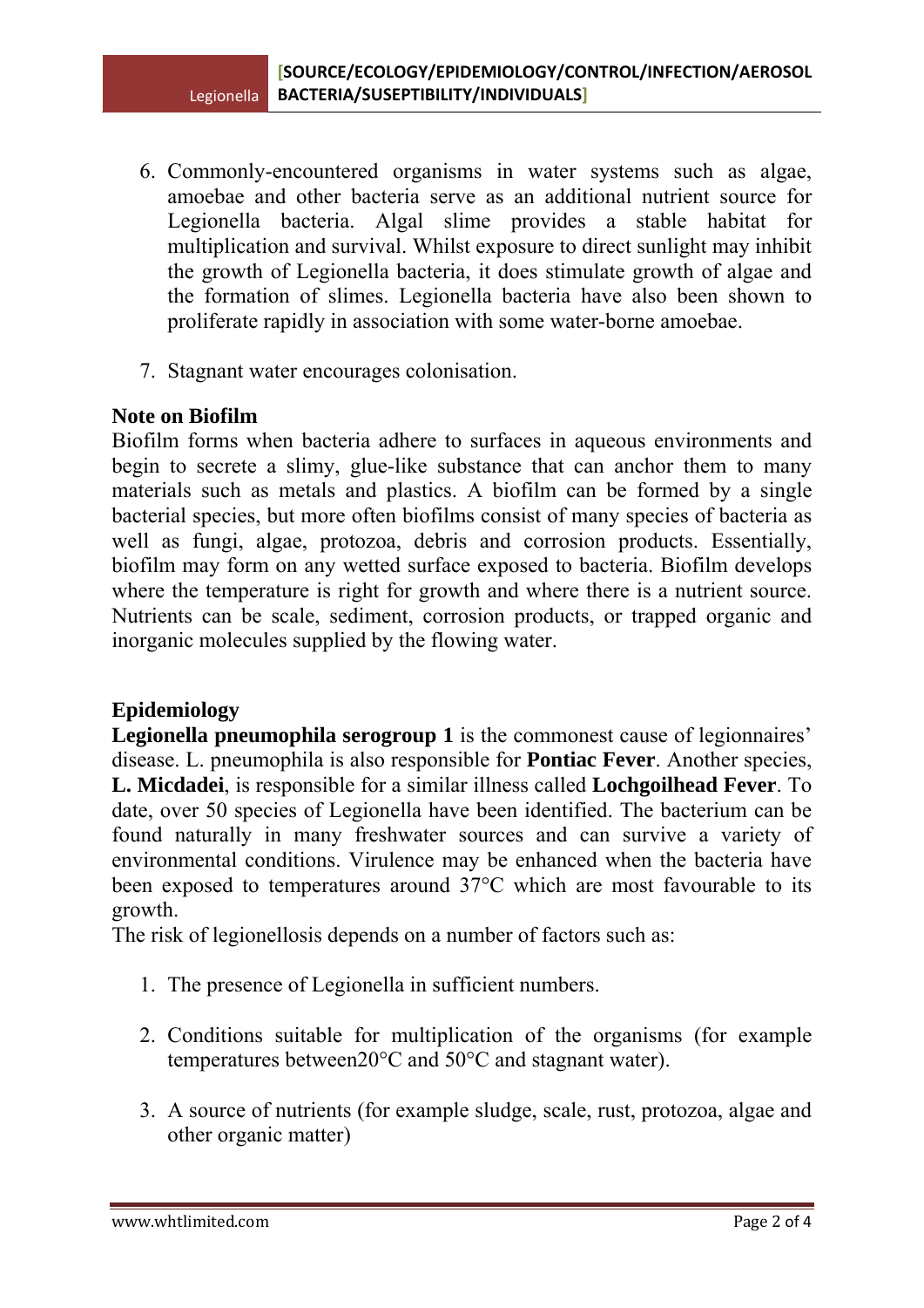6. Commonly-encountered organisms in water systems such as algae, amoebae and other bacteria serve as an additional nutrient source for Legionella bacteria. Algal slime provides a stable habitat for multiplication and survival. Whilst exposure to direct sunlight may inhibit the growth of Legionella bacteria, it does stimulate growth of algae and the formation of slimes. Legionella bacteria have also been shown to proliferate rapidly in association with some water-borne amoebae.

7. Stagnant water encourages colonisation.

**Note on Biofilm**

Biofilm forms when bacteria adhere to surfaces in aqueous environments and begin to secrete a slimy, glue-like substance that can anchor them to many materials such as metals and plastics. A biofilm can be formed by a single bacterial species, but more often biofilms consist of many species of bacteria as well as fungi, algae, protozoa, debris and corrosion products. Essentially, biofilm may form on any wetted surface exposed to bacteria. Biofilm develops where the temperature is right for growth and where there is a nutrient source. Nutrients can be scale, sediment, corrosion products, or trapped organic and inorganic molecules supplied by the flowing water.

## Epidemiology

**Legionella pneumophila serogroup 1** is the commonest cause of legionnaires' disease. L. pneumophila is also responsible for **Pontiac Fever**. Another species, **L. Micdadei**, is responsible for a similar illness called **Lochgoilhead Fever**. To date, over 50 species of Legionella have been identified. The bacterium can be found naturally in many freshwater sources and can survive a variety of environmental conditions. Virulence may be enhanced when the bacteria have been exposed to temperatures around 37°C which are most favourable to its growth.

The risk of legionellosis depends on a number of factors such as:

1. The presence of Legionella in sufficient numbers.

2. Conditions suitable for multiplication of the organisms (for example temperatures between20°C and 50°C and stagnant water).

3. A source of nutrients (for example sludge, scale, rust, protozoa, algae and other organic matter)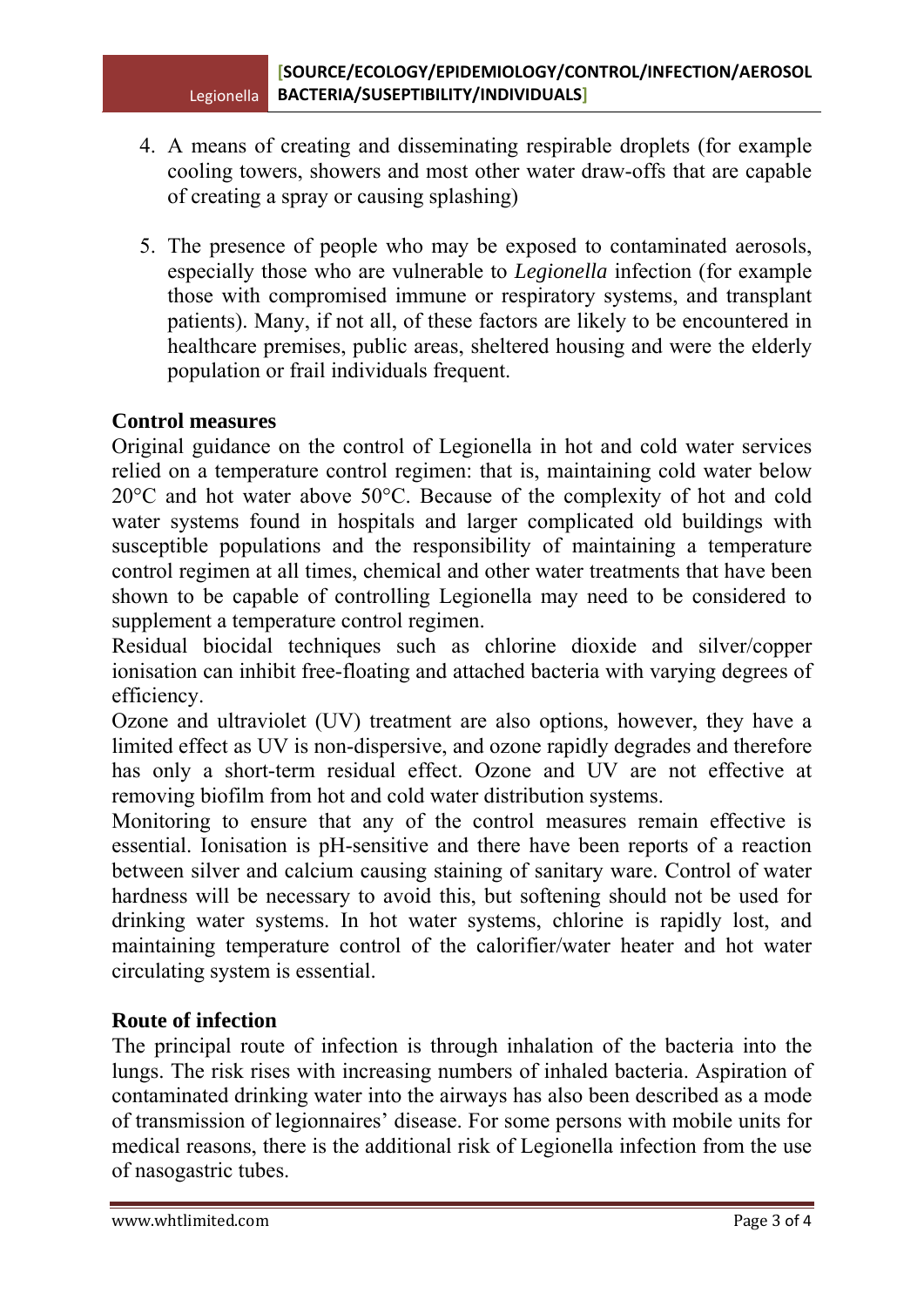4. A means of creating and disseminating respirable droplets (for example cooling towers, showers and most other water draw-offs that are capable of creating a spray or causing splashing)

5. The presence of people who may be exposed to contaminated aerosols, especially those who are vulnerable to *Legionella* infection (for example those with compromised immune or respiratory systems, and transplant patients). Many, if not all, of these factors are likely to be encountered in healthcare premises, public areas, sheltered housing and were the elderly population or frail individuals frequent.

**Control measures**

Original guidance on the control of Legionella in hot and cold water services relied on a temperature control regimen: that is, maintaining cold water below 20°C and hot water above 50°C. Because of the complexity of hot and cold water systems found in hospitals and larger complicated old buildings with susceptible populations and the responsibility of maintaining a temperature control regimen at all times, chemical and other water treatments that have been shown to be capable of controlling Legionella may need to be considered to supplement a temperature control regimen.

Residual biocidal techniques such as chlorine dioxide and silver/copper ionisation can inhibit free-floating and attached bacteria with varying degrees of efficiency.

Ozone and ultraviolet (UV) treatment are also options, however, they have a limited effect as UV is non-dispersive, and ozone rapidly degrades and therefore has only a short-term residual effect. Ozone and UV are not effective at removing biofilm from hot and cold water distribution systems.

Monitoring to ensure that any of the control measures remain effective is essential. Ionisation is pH-sensitive and there have been reports of a reaction between silver and calcium causing staining of sanitary ware. Control of water hardness will be necessary to avoid this, but softening should not be used for drinking water systems. In hot water systems, chlorine is rapidly lost, and maintaining temperature control of the calorifier/water heater and hot water circulating system is essential.

**Route of infection**

The principal route of infection is through inhalation of the bacteria into the lungs. The risk rises with increasing numbers of inhaled bacteria. Aspiration of contaminated drinking water into the airways has also been described as a mode of transmission of legionnaires' disease. For some persons with mobile units for medical reasons, there is the additional risk of Legionella infection from the use of nasogastric tubes.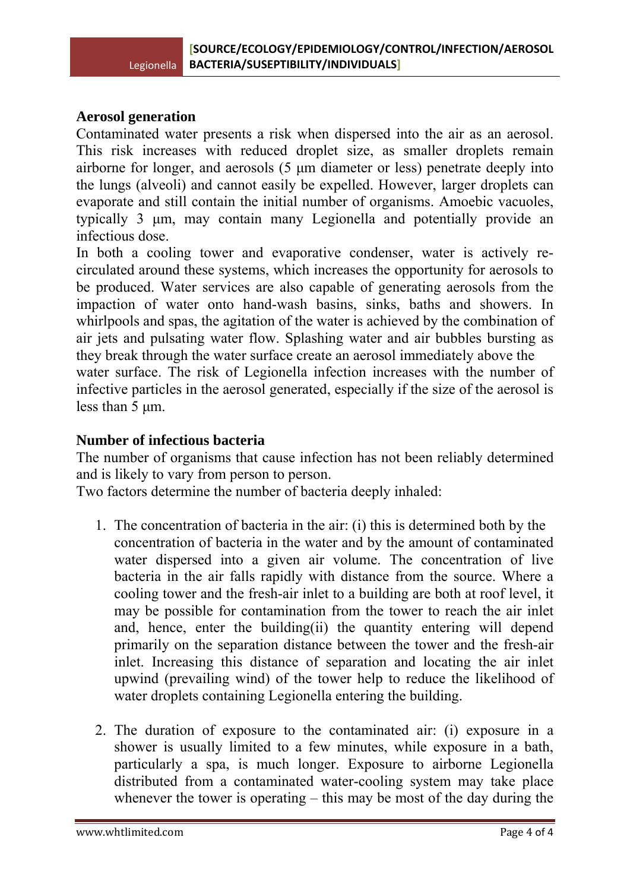## Aerosol generation

Contaminated water presents a risk when dispersed into the air as an aerosol. This risk increases with reduced droplet size, as smaller droplets remain airborne for longer, and aerosols (5 μm diameter or less) penetrate deeply into the lungs (alveoli) and cannot easily be expelled. However, larger droplets can evaporate and still contain the initial number of organisms. Amoebic vacuoles, typically 3 μm, may contain many Legionella and potentially provide an infectious dose.

In both a cooling tower and evaporative condenser, water is actively re-circulated around these systems, which increases the opportunity for aerosols to be produced. Water services are also capable of generating aerosols from the impaction of water onto hand-wash basins, sinks, baths and showers. In whirlpools and spas, the agitation of the water is achieved by the combination of air jets and pulsating water flow. Splashing water and air bubbles bursting as they break through the water surface create an aerosol immediately above the water surface. The risk of Legionella infection increases with the number of infective particles in the aerosol generated, especially if the size of the aerosol is less than 5 μm.

## Number of infectious bacteria

The number of organisms that cause infection has not been reliably determined and is likely to vary from person to person.

Two factors determine the number of bacteria deeply inhaled:

1. The concentration of bacteria in the air: (i) this is determined both by the concentration of bacteria in the water and by the amount of contaminated water dispersed into a given air volume. The concentration of live bacteria in the air falls rapidly with distance from the source. Where a cooling tower and the fresh-air inlet to a building are both at roof level, it may be possible for contamination from the tower to reach the air inlet and, hence, enter the building(ii) the quantity entering will depend primarily on the separation distance between the tower and the fresh-air inlet. Increasing this distance of separation and locating the air inlet upwind (prevailing wind) of the tower help to reduce the likelihood of water droplets containing Legionella entering the building.

2. The duration of exposure to the contaminated air: (i) exposure in a shower is usually limited to a few minutes, while exposure in a bath, particularly a spa, is much longer. Exposure to airborne Legionella distributed from a contaminated water-cooling system may take place whenever the tower is operating – this may be most of the day during the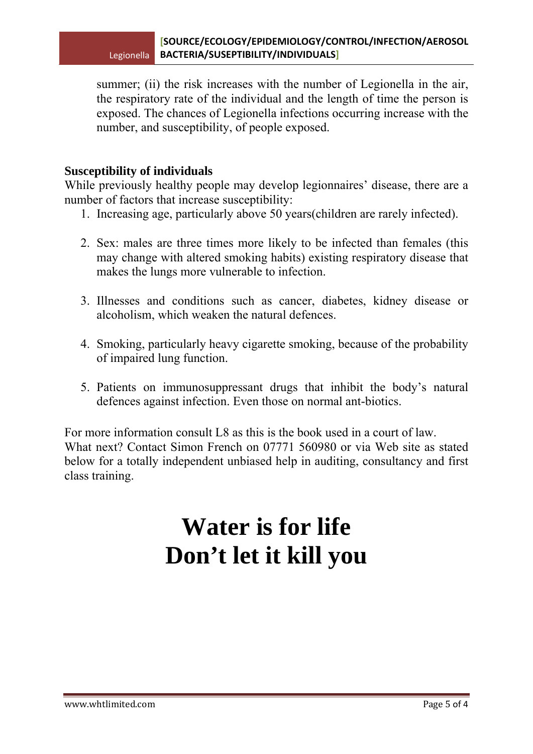summer; (ii) the risk increases with the number of Legionella in the air, the respiratory rate of the individual and the length of time the person is exposed. The chances of Legionella infections occurring increase with the number, and susceptibility, of people exposed.

**Susceptibility of individuals**

While previously healthy people may develop legionnaires' disease, there are a number of factors that increase susceptibility:

1. Increasing age, particularly above 50 years(children are rarely infected).

2. Sex: males are three times more likely to be infected than females (this may change with altered smoking habits) existing respiratory disease that makes the lungs more vulnerable to infection.

3. Illnesses and conditions such as cancer, diabetes, kidney disease or alcoholism, which weaken the natural defences.

4. Smoking, particularly heavy cigarette smoking, because of the probability of impaired lung function.

5. Patients on immunosuppressant drugs that inhibit the body's natural defences against infection. Even those on normal ant-biotics.

For more information consult L8 as this is the book used in a court of law.
What next? Contact Simon French on 07771 560980 or via Web site as stated below for a totally independent unbiased help in auditing, consultancy and first class training.

# Water is for life
# Don't let it kill you